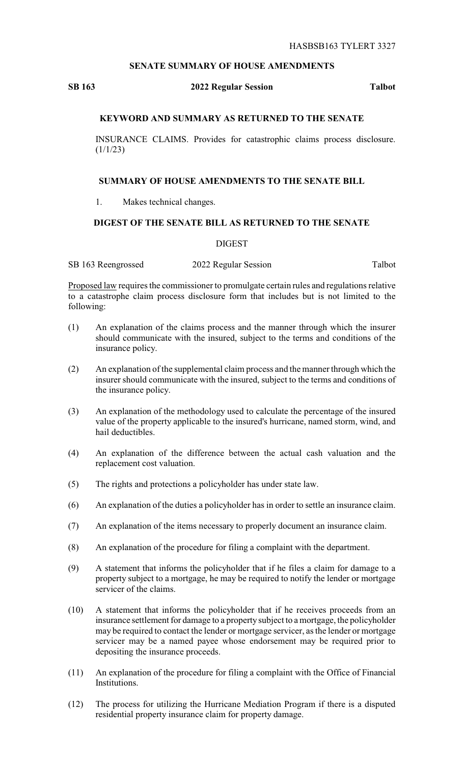HASBSB163 TYLERT 3327

## SENATE SUMMARY OF HOUSE AMENDMENTS

**SB 163** **2022 Regular Session** **Talbot**

### KEYWORD AND SUMMARY AS RETURNED TO THE SENATE

INSURANCE CLAIMS. Provides for catastrophic claims process disclosure. (1/1/23)

### SUMMARY OF HOUSE AMENDMENTS TO THE SENATE BILL

1. Makes technical changes.

### DIGEST OF THE SENATE BILL AS RETURNED TO THE SENATE

DIGEST

SB 163 Reengrossed 2022 Regular Session Talbot

Proposed law requires the commissioner to promulgate certain rules and regulations relative to a catastrophe claim process disclosure form that includes but is not limited to the following:

(1) An explanation of the claims process and the manner through which the insurer should communicate with the insured, subject to the terms and conditions of the insurance policy.

(2) An explanation of the supplemental claim process and the manner through which the insurer should communicate with the insured, subject to the terms and conditions of the insurance policy.

(3) An explanation of the methodology used to calculate the percentage of the insured value of the property applicable to the insured's hurricane, named storm, wind, and hail deductibles.

(4) An explanation of the difference between the actual cash valuation and the replacement cost valuation.

(5) The rights and protections a policyholder has under state law.

(6) An explanation of the duties a policyholder has in order to settle an insurance claim.

(7) An explanation of the items necessary to properly document an insurance claim.

(8) An explanation of the procedure for filing a complaint with the department.

(9) A statement that informs the policyholder that if he files a claim for damage to a property subject to a mortgage, he may be required to notify the lender or mortgage servicer of the claims.

(10) A statement that informs the policyholder that if he receives proceeds from an insurance settlement for damage to a property subject to a mortgage, the policyholder may be required to contact the lender or mortgage servicer, as the lender or mortgage servicer may be a named payee whose endorsement may be required prior to depositing the insurance proceeds.

(11) An explanation of the procedure for filing a complaint with the Office of Financial Institutions.

(12) The process for utilizing the Hurricane Mediation Program if there is a disputed residential property insurance claim for property damage.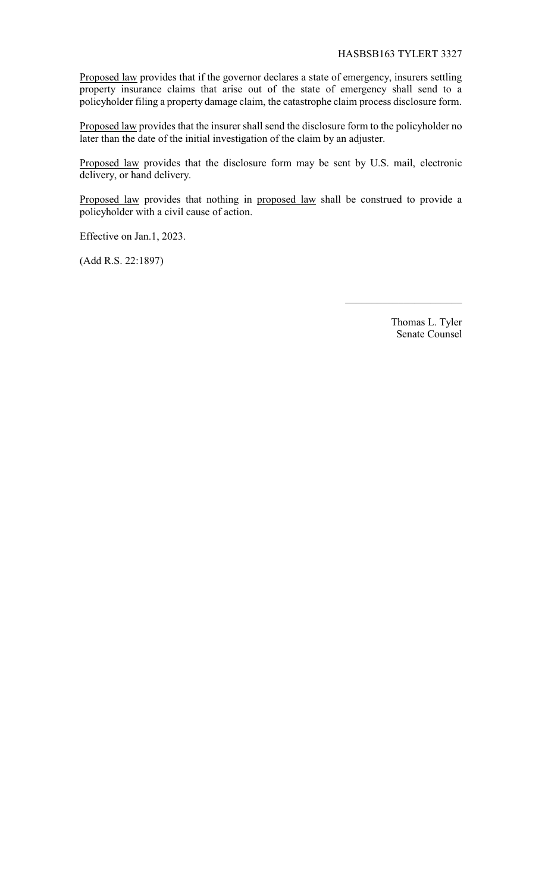Proposed law provides that if the governor declares a state of emergency, insurers settling property insurance claims that arise out of the state of emergency shall send to a policyholder filing a property damage claim, the catastrophe claim process disclosure form.

Proposed law provides that the insurer shall send the disclosure form to the policyholder no later than the date of the initial investigation of the claim by an adjuster.

Proposed law provides that the disclosure form may be sent by U.S. mail, electronic delivery, or hand delivery.

Proposed law provides that nothing in proposed law shall be construed to provide a policyholder with a civil cause of action.

Effective on Jan.1, 2023.

(Add R.S. 22:1897)

Thomas L. Tyler
Senate Counsel